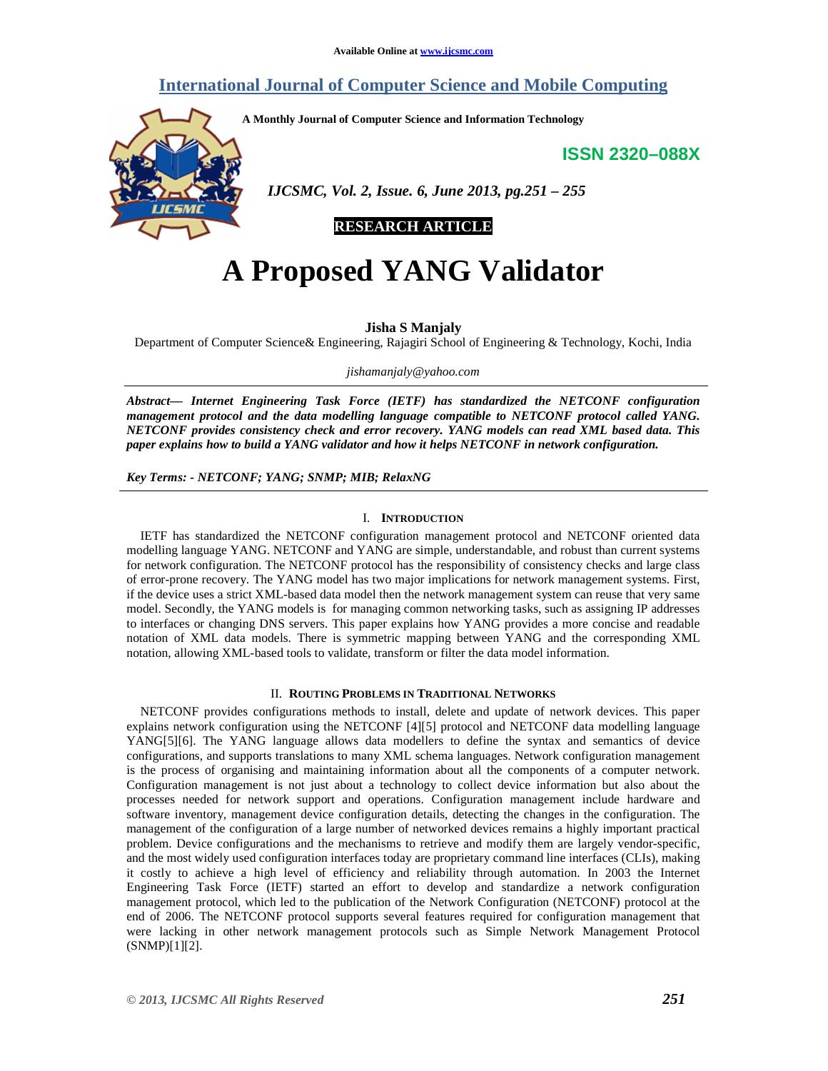Available Online at www.ijcsmc.com

# International Journal of Computer Science and Mobile Computing

**A Monthly Journal of Computer Science and Information Technology**

**ISSN 2320–088X**

*IJCSMC, Vol. 2, Issue. 6, June 2013, pg.251 – 255*

**RESEARCH ARTICLE**

# A Proposed YANG Validator

**Jisha S Manjaly**

Department of Computer Science& Engineering, Rajagiri School of Engineering & Technology, Kochi, India

*jishamanjaly@yahoo.com*

***Abstract— Internet Engineering Task Force (IETF) has standardized the NETCONF configuration management protocol and the data modelling language compatible to NETCONF protocol called YANG. NETCONF provides consistency check and error recovery. YANG models can read XML based data. This paper explains how to build a YANG validator and how it helps NETCONF in network configuration.***

***Key Terms: - NETCONF; YANG; SNMP; MIB; RelaxNG***

## I. Introduction

IETF has standardized the NETCONF configuration management protocol and NETCONF oriented data modelling language YANG. NETCONF and YANG are simple, understandable, and robust than current systems for network configuration. The NETCONF protocol has the responsibility of consistency checks and large class of error-prone recovery. The YANG model has two major implications for network management systems. First, if the device uses a strict XML-based data model then the network management system can reuse that very same model. Secondly, the YANG models is for managing common networking tasks, such as assigning IP addresses to interfaces or changing DNS servers. This paper explains how YANG provides a more concise and readable notation of XML data models. There is symmetric mapping between YANG and the corresponding XML notation, allowing XML-based tools to validate, transform or filter the data model information.

## II. Routing Problems in Traditional Networks

NETCONF provides configurations methods to install, delete and update of network devices. This paper explains network configuration using the NETCONF [4][5] protocol and NETCONF data modelling language YANG[5][6]. The YANG language allows data modellers to define the syntax and semantics of device configurations, and supports translations to many XML schema languages. Network configuration management is the process of organising and maintaining information about all the components of a computer network. Configuration management is not just about a technology to collect device information but also about the processes needed for network support and operations. Configuration management include hardware and software inventory, management device configuration details, detecting the changes in the configuration. The management of the configuration of a large number of networked devices remains a highly important practical problem. Device configurations and the mechanisms to retrieve and modify them are largely vendor-specific, and the most widely used configuration interfaces today are proprietary command line interfaces (CLIs), making it costly to achieve a high level of efficiency and reliability through automation. In 2003 the Internet Engineering Task Force (IETF) started an effort to develop and standardize a network configuration management protocol, which led to the publication of the Network Configuration (NETCONF) protocol at the end of 2006. The NETCONF protocol supports several features required for configuration management that were lacking in other network management protocols such as Simple Network Management Protocol (SNMP)[1][2].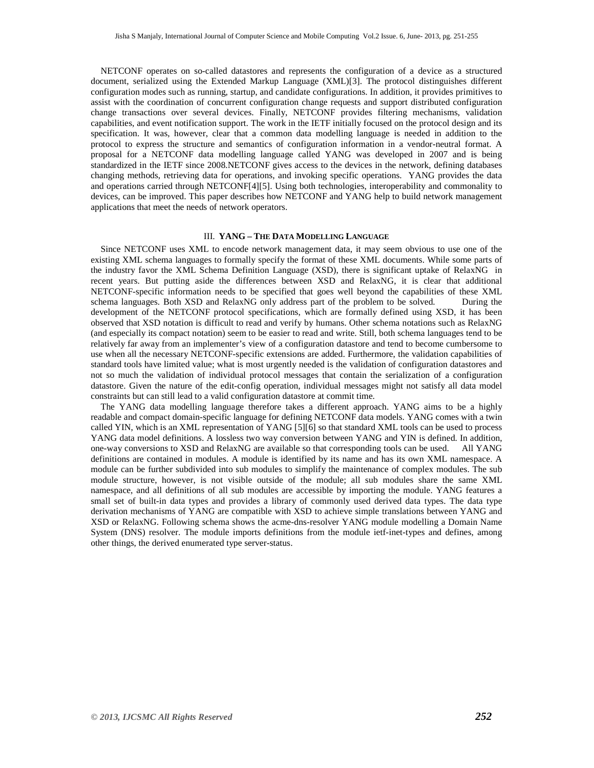NETCONF operates on so-called datastores and represents the configuration of a device as a structured document, serialized using the Extended Markup Language (XML)[3]. The protocol distinguishes different configuration modes such as running, startup, and candidate configurations. In addition, it provides primitives to assist with the coordination of concurrent configuration change requests and support distributed configuration change transactions over several devices. Finally, NETCONF provides filtering mechanisms, validation capabilities, and event notification support. The work in the IETF initially focused on the protocol design and its specification. It was, however, clear that a common data modelling language is needed in addition to the protocol to express the structure and semantics of configuration information in a vendor-neutral format. A proposal for a NETCONF data modelling language called YANG was developed in 2007 and is being standardized in the IETF since 2008.NETCONF gives access to the devices in the network, defining databases changing methods, retrieving data for operations, and invoking specific operations. YANG provides the data and operations carried through NETCONF[4][5]. Using both technologies, interoperability and commonality to devices, can be improved. This paper describes how NETCONF and YANG help to build network management applications that meet the needs of network operators.

## III. YANG – THE DATA MODELLING LANGUAGE

Since NETCONF uses XML to encode network management data, it may seem obvious to use one of the existing XML schema languages to formally specify the format of these XML documents. While some parts of the industry favor the XML Schema Definition Language (XSD), there is significant uptake of RelaxNG in recent years. But putting aside the differences between XSD and RelaxNG, it is clear that additional NETCONF-specific information needs to be specified that goes well beyond the capabilities of these XML schema languages. Both XSD and RelaxNG only address part of the problem to be solved. During the development of the NETCONF protocol specifications, which are formally defined using XSD, it has been observed that XSD notation is difficult to read and verify by humans. Other schema notations such as RelaxNG (and especially its compact notation) seem to be easier to read and write. Still, both schema languages tend to be relatively far away from an implementer's view of a configuration datastore and tend to become cumbersome to use when all the necessary NETCONF-specific extensions are added. Furthermore, the validation capabilities of standard tools have limited value; what is most urgently needed is the validation of configuration datastores and not so much the validation of individual protocol messages that contain the serialization of a configuration datastore. Given the nature of the edit-config operation, individual messages might not satisfy all data model constraints but can still lead to a valid configuration datastore at commit time.

The YANG data modelling language therefore takes a different approach. YANG aims to be a highly readable and compact domain-specific language for defining NETCONF data models. YANG comes with a twin called YIN, which is an XML representation of YANG [5][6] so that standard XML tools can be used to process YANG data model definitions. A lossless two way conversion between YANG and YIN is defined. In addition, one-way conversions to XSD and RelaxNG are available so that corresponding tools can be used. All YANG definitions are contained in modules. A module is identified by its name and has its own XML namespace. A module can be further subdivided into sub modules to simplify the maintenance of complex modules. The sub module structure, however, is not visible outside of the module; all sub modules share the same XML namespace, and all definitions of all sub modules are accessible by importing the module. YANG features a small set of built-in data types and provides a library of commonly used derived data types. The data type derivation mechanisms of YANG are compatible with XSD to achieve simple translations between YANG and XSD or RelaxNG. Following schema shows the acme-dns-resolver YANG module modelling a Domain Name System (DNS) resolver. The module imports definitions from the module ietf-inet-types and defines, among other things, the derived enumerated type server-status.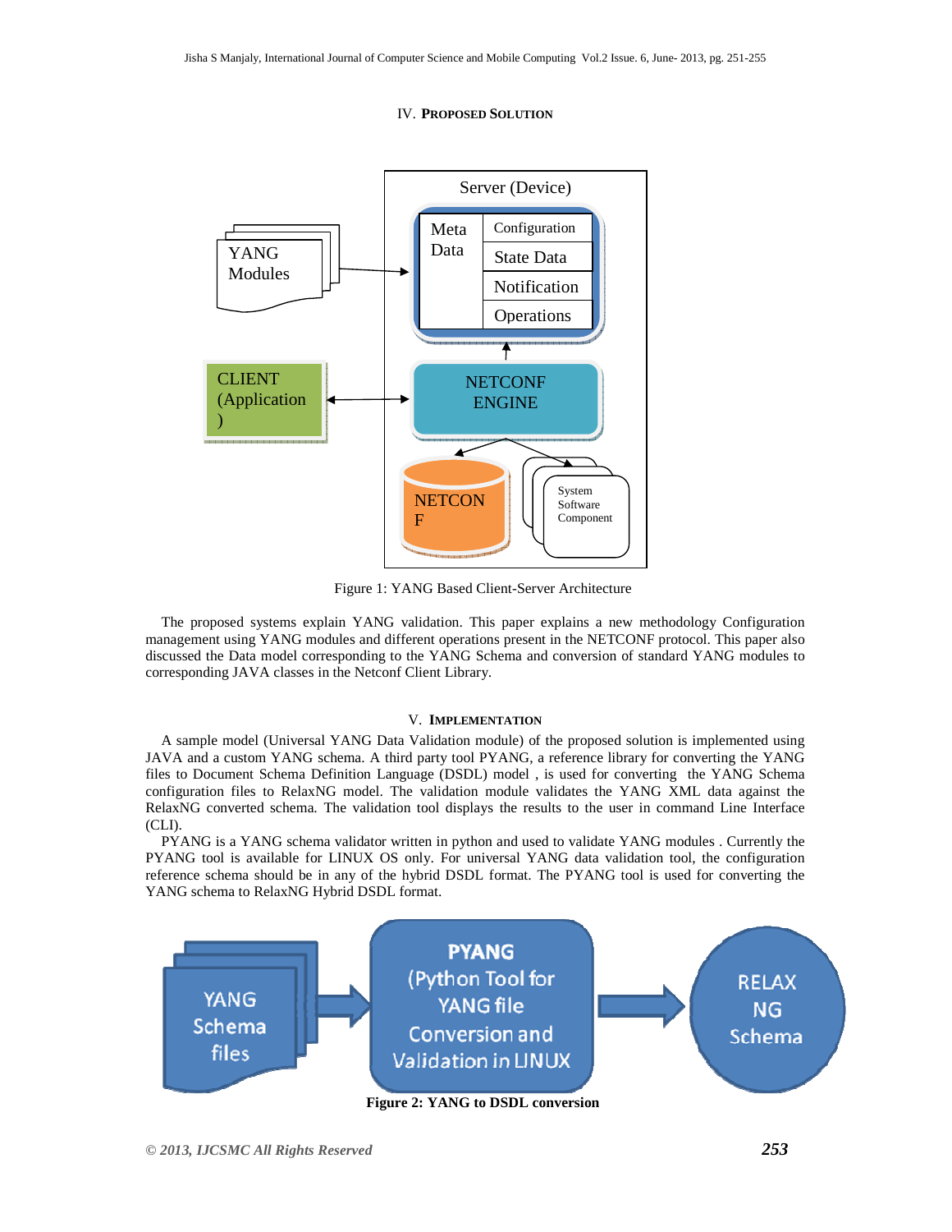## IV. PROPOSED SOLUTION

Figure 1: YANG Based Client-Server Architecture

The proposed systems explain YANG validation. This paper explains a new methodology Configuration management using YANG modules and different operations present in the NETCONF protocol. This paper also discussed the Data model corresponding to the YANG Schema and conversion of standard YANG modules to corresponding JAVA classes in the Netconf Client Library.

## V. IMPLEMENTATION

A sample model (Universal YANG Data Validation module) of the proposed solution is implemented using JAVA and a custom YANG schema. A third party tool PYANG, a reference library for converting the YANG files to Document Schema Definition Language (DSDL) model , is used for converting the YANG Schema configuration files to RelaxNG model. The validation module validates the YANG XML data against the RelaxNG converted schema. The validation tool displays the results to the user in command Line Interface (CLI).

PYANG is a YANG schema validator written in python and used to validate YANG modules . Currently the PYANG tool is available for LINUX OS only. For universal YANG data validation tool, the configuration reference schema should be in any of the hybrid DSDL format. The PYANG tool is used for converting the YANG schema to RelaxNG Hybrid DSDL format.

**Figure 2: YANG to DSDL conversion**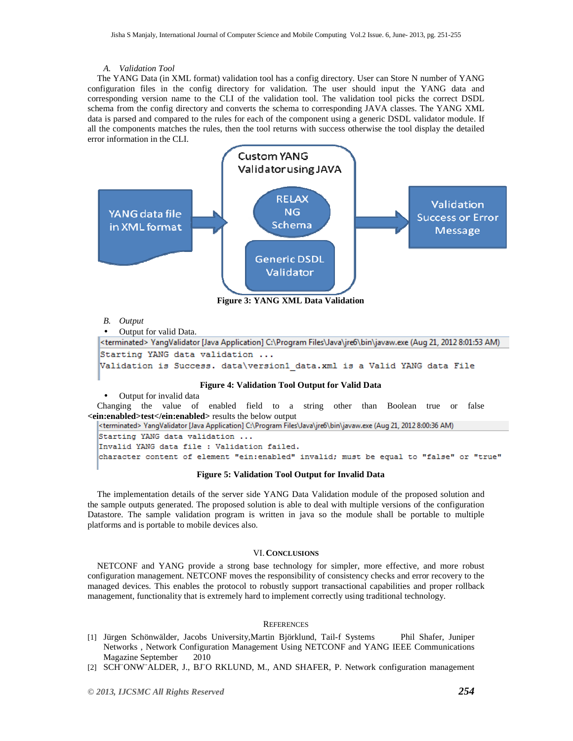### A. Validation Tool

The YANG Data (in XML format) validation tool has a config directory. User can Store N number of YANG configuration files in the config directory for validation. The user should input the YANG data and corresponding version name to the CLI of the validation tool. The validation tool picks the correct DSDL schema from the config directory and converts the schema to corresponding JAVA classes. The YANG XML data is parsed and compared to the rules for each of the component using a generic DSDL validator module. If all the components matches the rules, then the tool returns with success otherwise the tool display the detailed error information in the CLI.

YANG data file in XML format → Custom YANG Validator using JAVA (RELAX NG Schema; Generic DSDL Validator) → Validation Success or Error Message

**Figure 3: YANG XML Data Validation**

### B. Output

- Output for valid Data.

```
<terminated> YangValidator [Java Application] C:\Program Files\Java\jre6\bin\javaw.exe (Aug 21, 2012 8:01:53 AM)
Starting YANG data validation ...
Validation is Success. data\version1_data.xml is a Valid YANG data File
```

**Figure 4: Validation Tool Output for Valid Data**

- Output for invalid data

Changing the value of enabled field to a string other than Boolean true or false **<ein:enabled>test</ein:enabled>** results the below output

```
<terminated> YangValidator [Java Application] C:\Program Files\Java\jre6\bin\javaw.exe (Aug 21, 2012 8:00:36 AM)
Starting YANG data validation ...
Invalid YANG data file : Validation failed.
character content of element "ein:enabled" invalid; must be equal to "false" or "true"
```

**Figure 5: Validation Tool Output for Invalid Data**

The implementation details of the server side YANG Data Validation module of the proposed solution and the sample outputs generated. The proposed solution is able to deal with multiple versions of the configuration Datastore. The sample validation program is written in java so the module shall be portable to multiple platforms and is portable to mobile devices also.

## VI. Conclusions

NETCONF and YANG provide a strong base technology for simpler, more effective, and more robust configuration management. NETCONF moves the responsibility of consistency checks and error recovery to the managed devices. This enables the protocol to robustly support transactional capabilities and proper rollback management, functionality that is extremely hard to implement correctly using traditional technology.

## References

[1] Jürgen Schönwälder, Jacobs University,Martin Björklund, Tail-f Systems Phil Shafer, Juniper Networks , Network Configuration Management Using NETCONF and YANG IEEE Communications Magazine September 2010

[2] SCH¨ONW¨ALDER, J., BJ¨O RKLUND, M., AND SHAFER, P. Network configuration management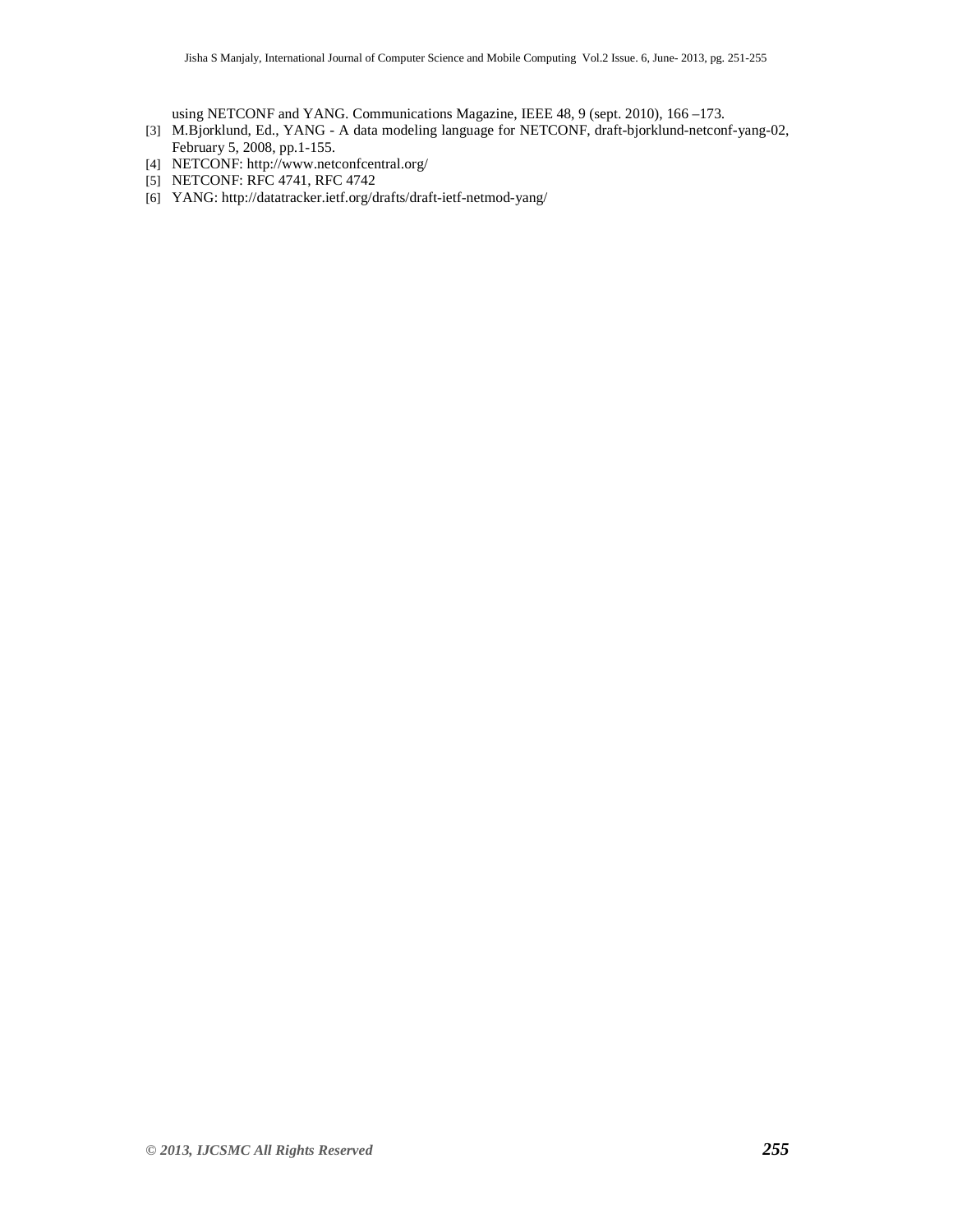using NETCONF and YANG. Communications Magazine, IEEE 48, 9 (sept. 2010), 166 –173.

[3] M.Bjorklund, Ed., YANG - A data modeling language for NETCONF, draft-bjorklund-netconf-yang-02, February 5, 2008, pp.1-155.

[4] NETCONF: http://www.netconfcentral.org/

[5] NETCONF: RFC 4741, RFC 4742

[6] YANG: http://datatracker.ietf.org/drafts/draft-ietf-netmod-yang/